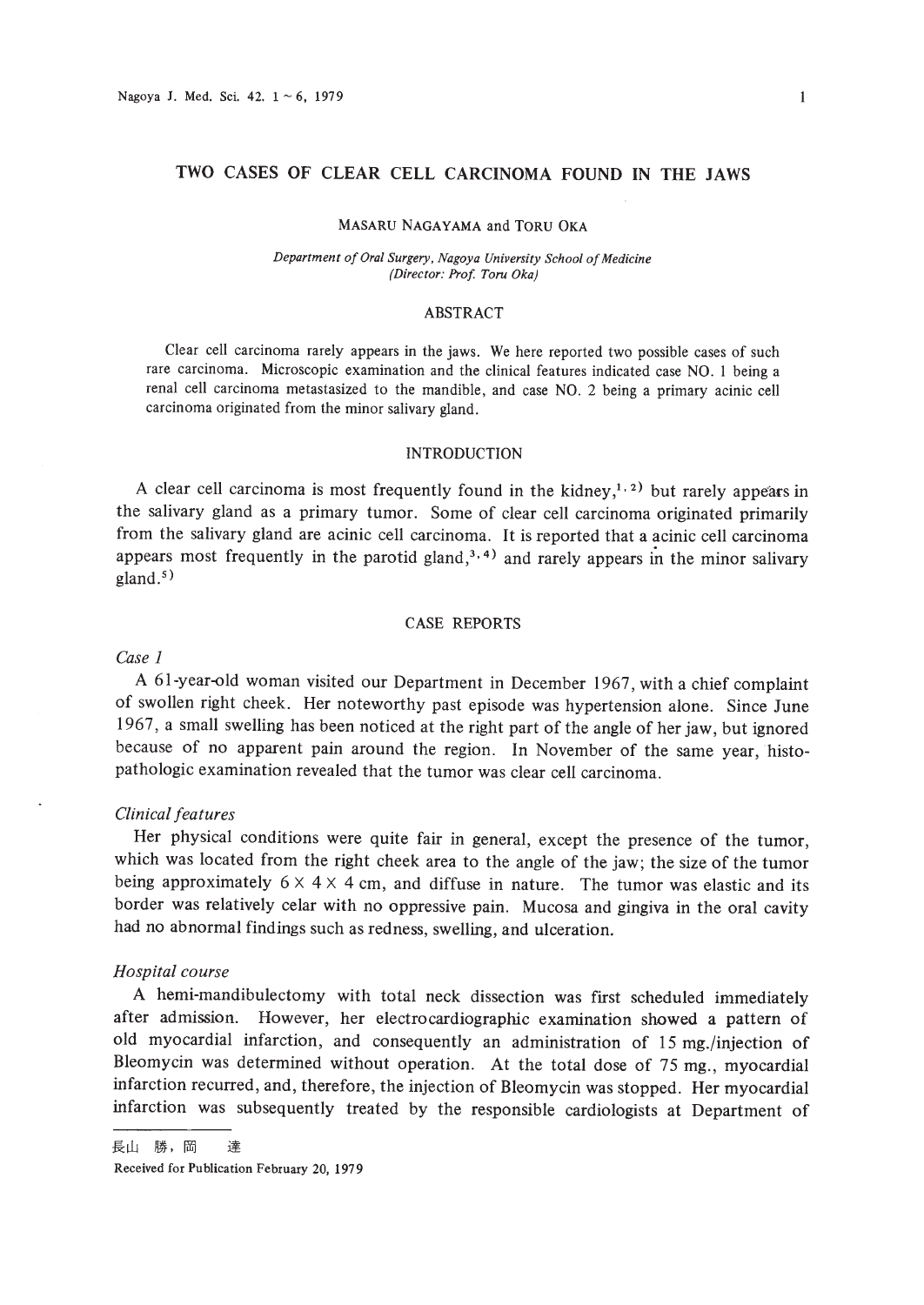# TWO CASES OF CLEAR CELL CARCINOMA FOUND IN THE JAWS

MASARU NAGAYAMA and TORU OKA

*Department of Oral Surgery, Nagoya University School of Medicine (Director: Prof. Toru Oka)*

## ABSTRACT

Clear cell carcinoma rarely appears in the jaws. We here reported two possible cases of such rare carcinoma. Microscopic examination and the clinical features indicated case NO. 1 being a renal cell carcinoma metastasized to the mandible, and case NO. 2 being a primary acinic cell carcinoma originated from the minor salivary gland.

## INTRODUCTION

A clear cell carcinoma is most frequently found in the kidney,[1,2] but rarely appears in the salivary gland as a primary tumor. Some of clear cell carcinoma originated primarily from the salivary gland are acinic cell carcinoma. It is reported that a acinic cell carcinoma appears most frequently in the parotid gland,[3,4] and rarely appears in the minor salivary gland.[5]

## CASE REPORTS

### *Case 1*

A 61-year-old woman visited our Department in December 1967, with a chief complaint of swollen right cheek. Her noteworthy past episode was hypertension alone. Since June 1967, a small swelling has been noticed at the right part of the angle of her jaw, but ignored because of no apparent pain around the region. In November of the same year, histopathologic examination revealed that the tumor was clear cell carcinoma.

### *Clinical features*

Her physical conditions were quite fair in general, except the presence of the tumor, which was located from the right cheek area to the angle of the jaw; the size of the tumor being approximately 6 × 4 × 4 cm, and diffuse in nature. The tumor was elastic and its border was relatively celar with no oppressive pain. Mucosa and gingiva in the oral cavity had no abnormal findings such as redness, swelling, and ulceration.

### *Hospital course*

A hemi-mandibulectomy with total neck dissection was first scheduled immediately after admission. However, her electrocardiographic examination showed a pattern of old myocardial infarction, and consequently an administration of 15 mg./injection of Bleomycin was determined without operation. At the total dose of 75 mg., myocardial infarction recurred, and, therefore, the injection of Bleomycin was stopped. Her myocardial infarction was subsequently treated by the responsible cardiologists at Department of

長山 勝，岡 達

Received for Publication February 20, 1979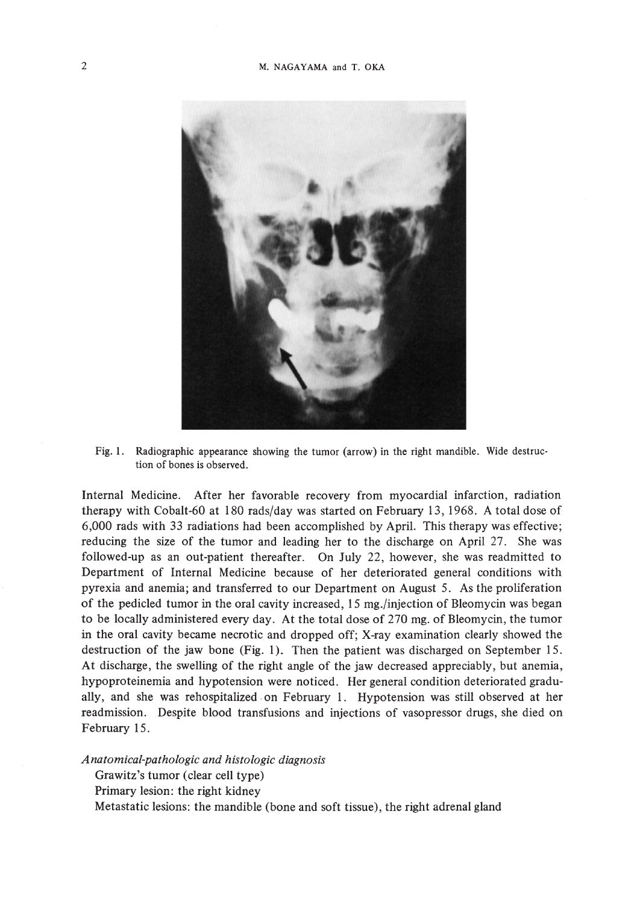Fig. 1. Radiographic appearance showing the tumor (arrow) in the right mandible. Wide destruction of bones is observed.

Internal Medicine. After her favorable recovery from myocardial infarction, radiation therapy with Cobalt-60 at 180 rads/day was started on February 13, 1968. A total dose of 6,000 rads with 33 radiations had been accomplished by April. This therapy was effective; reducing the size of the tumor and leading her to the discharge on April 27. She was followed-up as an out-patient thereafter. On July 22, however, she was readmitted to Department of Internal Medicine because of her deteriorated general conditions with pyrexia and anemia; and transferred to our Department on August 5. As the proliferation of the pedicled tumor in the oral cavity increased, 15 mg./injection of Bleomycin was began to be locally administered every day. At the total dose of 270 mg. of Bleomycin, the tumor in the oral cavity became necrotic and dropped off; X-ray examination clearly showed the destruction of the jaw bone (Fig. 1). Then the patient was discharged on September 15. At discharge, the swelling of the right angle of the jaw decreased appreciably, but anemia, hypoproteinemia and hypotension were noticed. Her general condition deteriorated gradually, and she was rehospitalized on February 1. Hypotension was still observed at her readmission. Despite blood transfusions and injections of vasopressor drugs, she died on February 15.

*Anatomical-pathologic and histologic diagnosis*

Grawitz's tumor (clear cell type)

Primary lesion: the right kidney

Metastatic lesions: the mandible (bone and soft tissue), the right adrenal gland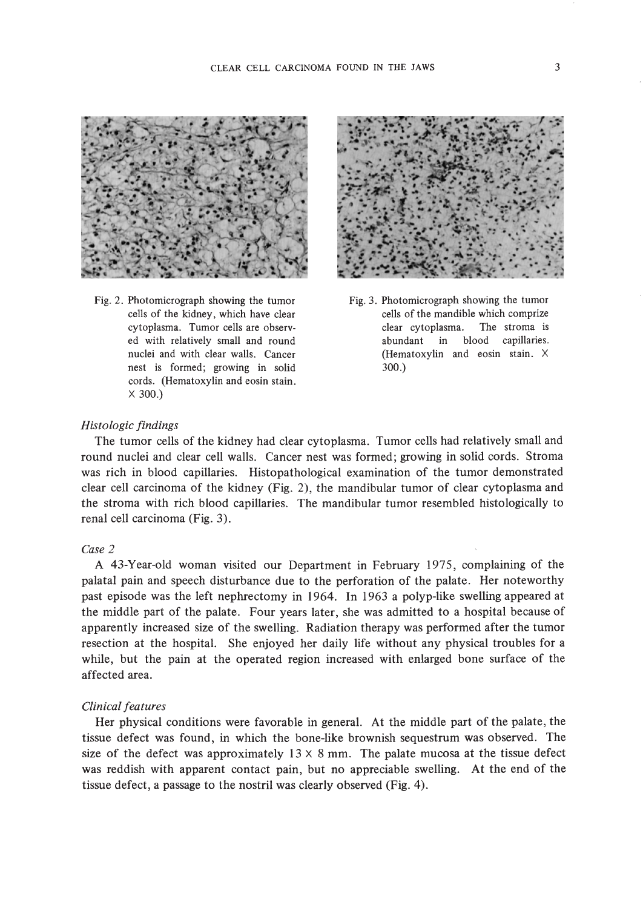Fig. 2. Photomicrograph showing the tumor cells of the kidney, which have clear cytoplasma. Tumor cells are observed with relatively small and round nuclei and with clear walls. Cancer nest is formed; growing in solid cords. (Hematoxylin and eosin stain. X 300.)

Fig. 3. Photomicrograph showing the tumor cells of the mandible which comprize clear cytoplasma. The stroma is abundant in blood capillaries. (Hematoxylin and eosin stain. X 300.)

### *Histologic findings*

The tumor cells of the kidney had clear cytoplasma. Tumor cells had relatively small and round nuclei and clear cell walls. Cancer nest was formed; growing in solid cords. Stroma was rich in blood capillaries. Histopathological examination of the tumor demonstrated clear cell carcinoma of the kidney (Fig. 2), the mandibular tumor of clear cytoplasma and the stroma with rich blood capillaries. The mandibular tumor resembled histologically to renal cell carcinoma (Fig. 3).

### *Case 2*

A 43-Year-old woman visited our Department in February 1975, complaining of the palatal pain and speech disturbance due to the perforation of the palate. Her noteworthy past episode was the left nephrectomy in 1964. In 1963 a polyp-like swelling appeared at the middle part of the palate. Four years later, she was admitted to a hospital because of apparently increased size of the swelling. Radiation therapy was performed after the tumor resection at the hospital. She enjoyed her daily life without any physical troubles for a while, but the pain at the operated region increased with enlarged bone surface of the affected area.

### *Clinical features*

Her physical conditions were favorable in general. At the middle part of the palate, the tissue defect was found, in which the bone-like brownish sequestrum was observed. The size of the defect was approximately 13 × 8 mm. The palate mucosa at the tissue defect was reddish with apparent contact pain, but no appreciable swelling. At the end of the tissue defect, a passage to the nostril was clearly observed (Fig. 4).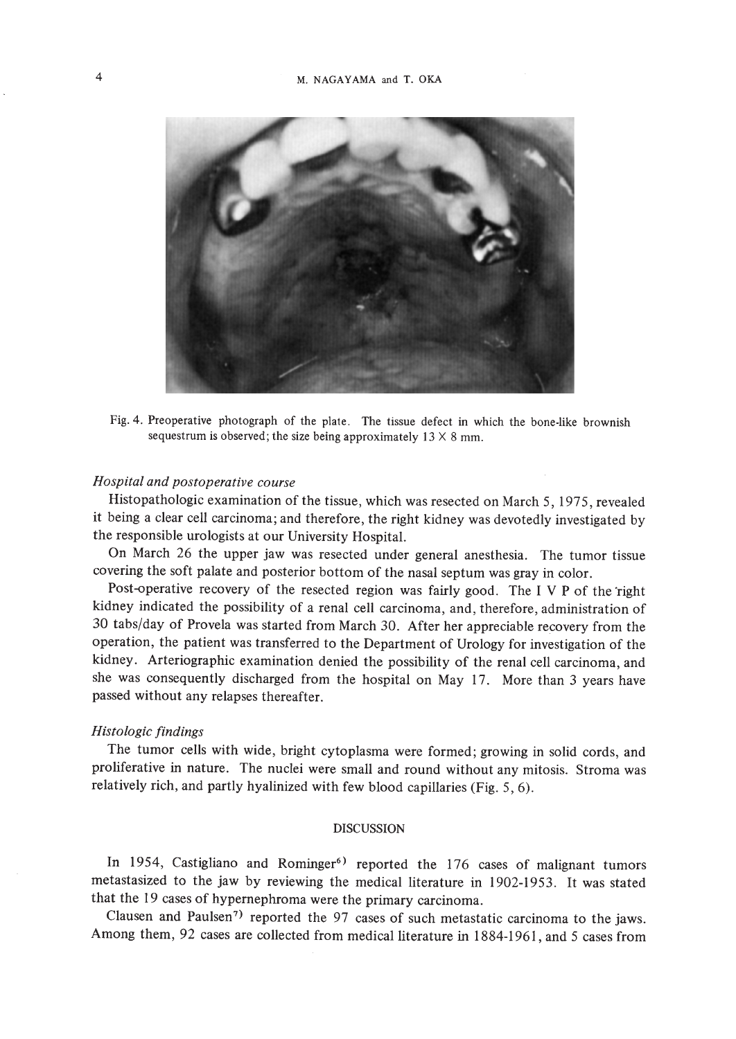Fig. 4. Preoperative photograph of the plate. The tissue defect in which the bone-like brownish sequestrum is observed; the size being approximately 13 × 8 mm.

### *Hospital and postoperative course*

Histopathologic examination of the tissue, which was resected on March 5, 1975, revealed it being a clear cell carcinoma; and therefore, the right kidney was devotedly investigated by the responsible urologists at our University Hospital.

On March 26 the upper jaw was resected under general anesthesia. The tumor tissue covering the soft palate and posterior bottom of the nasal septum was gray in color.

Post-operative recovery of the resected region was fairly good. The I V P of the right kidney indicated the possibility of a renal cell carcinoma, and, therefore, administration of 30 tabs/day of Provela was started from March 30. After her appreciable recovery from the operation, the patient was transferred to the Department of Urology for investigation of the kidney. Arteriographic examination denied the possibility of the renal cell carcinoma, and she was consequently discharged from the hospital on May 17. More than 3 years have passed without any relapses thereafter.

### *Histologic findings*

The tumor cells with wide, bright cytoplasma were formed; growing in solid cords, and proliferative in nature. The nuclei were small and round without any mitosis. Stroma was relatively rich, and partly hyalinized with few blood capillaries (Fig. 5, 6).

## DISCUSSION

In 1954, Castigliano and Rominger[6] reported the 176 cases of malignant tumors metastasized to the jaw by reviewing the medical literature in 1902-1953. It was stated that the 19 cases of hypernephroma were the primary carcinoma.

Clausen and Paulsen[7] reported the 97 cases of such metastatic carcinoma to the jaws. Among them, 92 cases are collected from medical literature in 1884-1961, and 5 cases from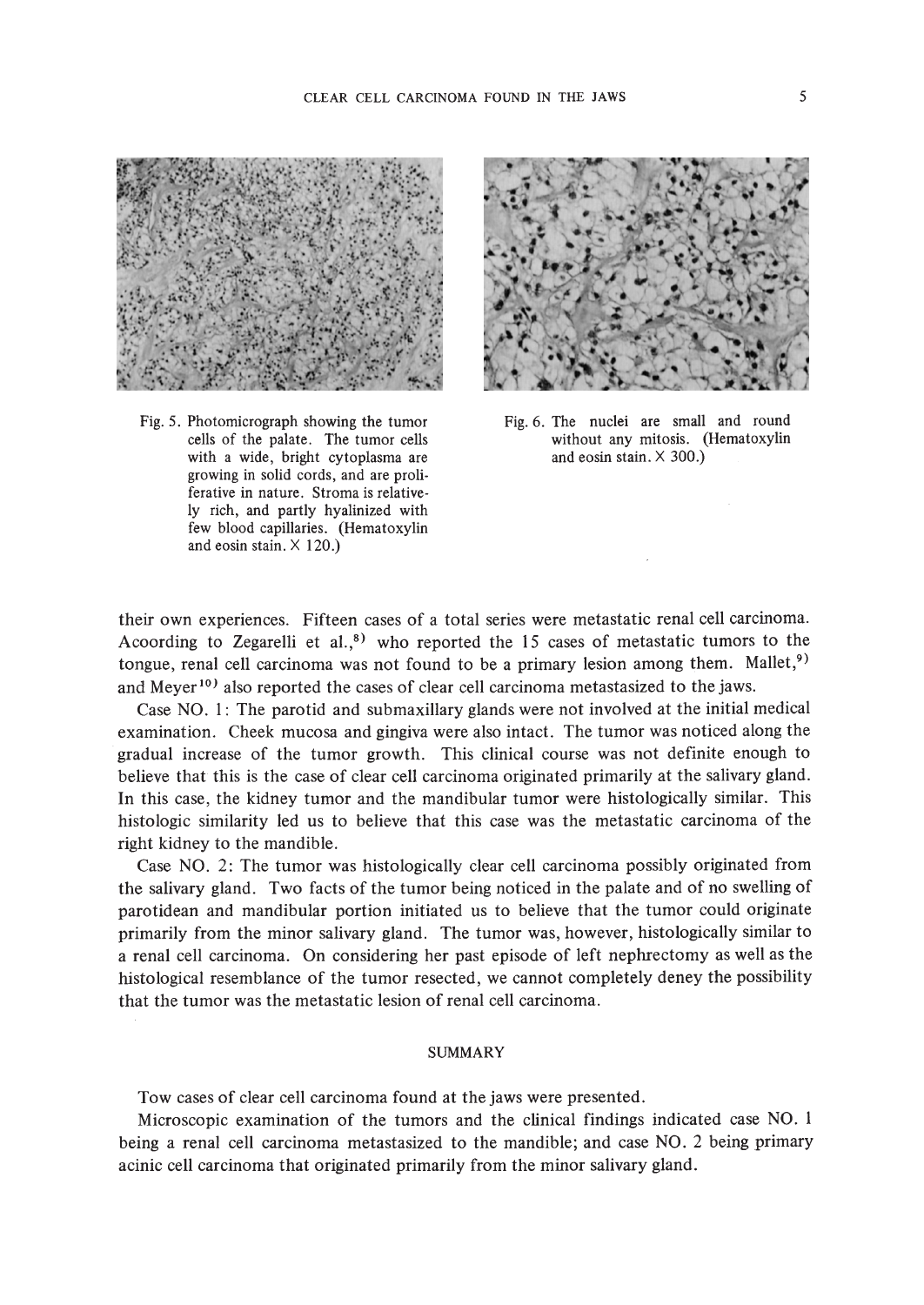Fig. 5. Photomicrograph showing the tumor cells of the palate. The tumor cells with a wide, bright cytoplasma are growing in solid cords, and are proliferative in nature. Stroma is relatively rich, and partly hyalinized with few blood capillaries. (Hematoxylin and eosin stain. X 120.)

Fig. 6. The nuclei are small and round without any mitosis. (Hematoxylin and eosin stain. X 300.)

their own experiences. Fifteen cases of a total series were metastatic renal cell carcinoma. Acoording to Zegarelli et al.,[8] who reported the 15 cases of metastatic tumors to the tongue, renal cell carcinoma was not found to be a primary lesion among them. Mallet,[9] and Meyer[10] also reported the cases of clear cell carcinoma metastasized to the jaws.

Case NO. 1: The parotid and submaxillary glands were not involved at the initial medical examination. Cheek mucosa and gingiva were also intact. The tumor was noticed along the gradual increase of the tumor growth. This clinical course was not definite enough to believe that this is the case of clear cell carcinoma originated primarily at the salivary gland. In this case, the kidney tumor and the mandibular tumor were histologically similar. This histologic similarity led us to believe that this case was the metastatic carcinoma of the right kidney to the mandible.

Case NO. 2: The tumor was histologically clear cell carcinoma possibly originated from the salivary gland. Two facts of the tumor being noticed in the palate and of no swelling of parotidean and mandibular portion initiated us to believe that the tumor could originate primarily from the minor salivary gland. The tumor was, however, histologically similar to a renal cell carcinoma. On considering her past episode of left nephrectomy as well as the histological resemblance of the tumor resected, we cannot completely deny the possibility that the tumor was the metastatic lesion of renal cell carcinoma.

## SUMMARY

Tow cases of clear cell carcinoma found at the jaws were presented.

Microscopic examination of the tumors and the clinical findings indicated case NO. 1 being a renal cell carcinoma metastasized to the mandible; and case NO. 2 being primary acinic cell carcinoma that originated primarily from the minor salivary gland.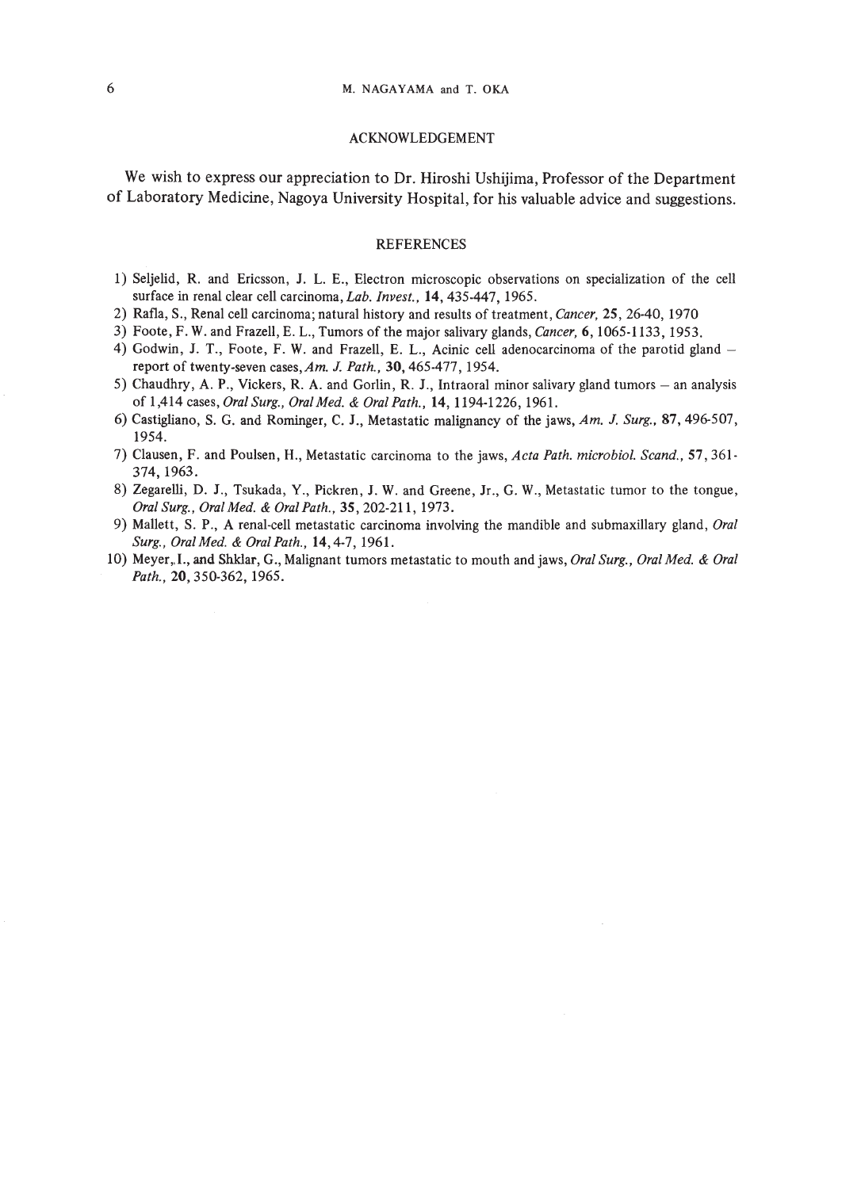## ACKNOWLEDGEMENT

We wish to express our appreciation to Dr. Hiroshi Ushijima, Professor of the Department of Laboratory Medicine, Nagoya University Hospital, for his valuable advice and suggestions.

## REFERENCES

1) Seljelid, R. and Ericsson, J. L. E., Electron microscopic observations on specialization of the cell surface in renal clear cell carcinoma, *Lab. Invest.*, **14**, 435-447, 1965.
2) Rafla, S., Renal cell carcinoma; natural history and results of treatment, *Cancer*, **25**, 26-40, 1970
3) Foote, F. W. and Frazell, E. L., Tumors of the major salivary glands, *Cancer*, **6**, 1065-1133, 1953.
4) Godwin, J. T., Foote, F. W. and Frazell, E. L., Acinic cell adenocarcinoma of the parotid gland – report of twenty-seven cases, *Am. J. Path.*, **30**, 465-477, 1954.
5) Chaudhry, A. P., Vickers, R. A. and Gorlin, R. J., Intraoral minor salivary gland tumors – an analysis of 1,414 cases, *Oral Surg., Oral Med. & Oral Path.*, **14**, 1194-1226, 1961.
6) Castigliano, S. G. and Rominger, C. J., Metastatic malignancy of the jaws, *Am. J. Surg.*, **87**, 496-507, 1954.
7) Clausen, F. and Poulsen, H., Metastatic carcinoma to the jaws, *Acta Path. microbiol. Scand.*, **57**, 361-374, 1963.
8) Zegarelli, D. J., Tsukada, Y., Pickren, J. W. and Greene, Jr., G. W., Metastatic tumor to the tongue, *Oral Surg., Oral Med. & Oral Path.*, **35**, 202-211, 1973.
9) Mallett, S. P., A renal-cell metastatic carcinoma involving the mandible and submaxillary gland, *Oral Surg., Oral Med. & Oral Path.*, **14**, 4-7, 1961.
10) Meyer, I., and Shklar, G., Malignant tumors metastatic to mouth and jaws, *Oral Surg., Oral Med. & Oral Path.*, **20**, 350-362, 1965.